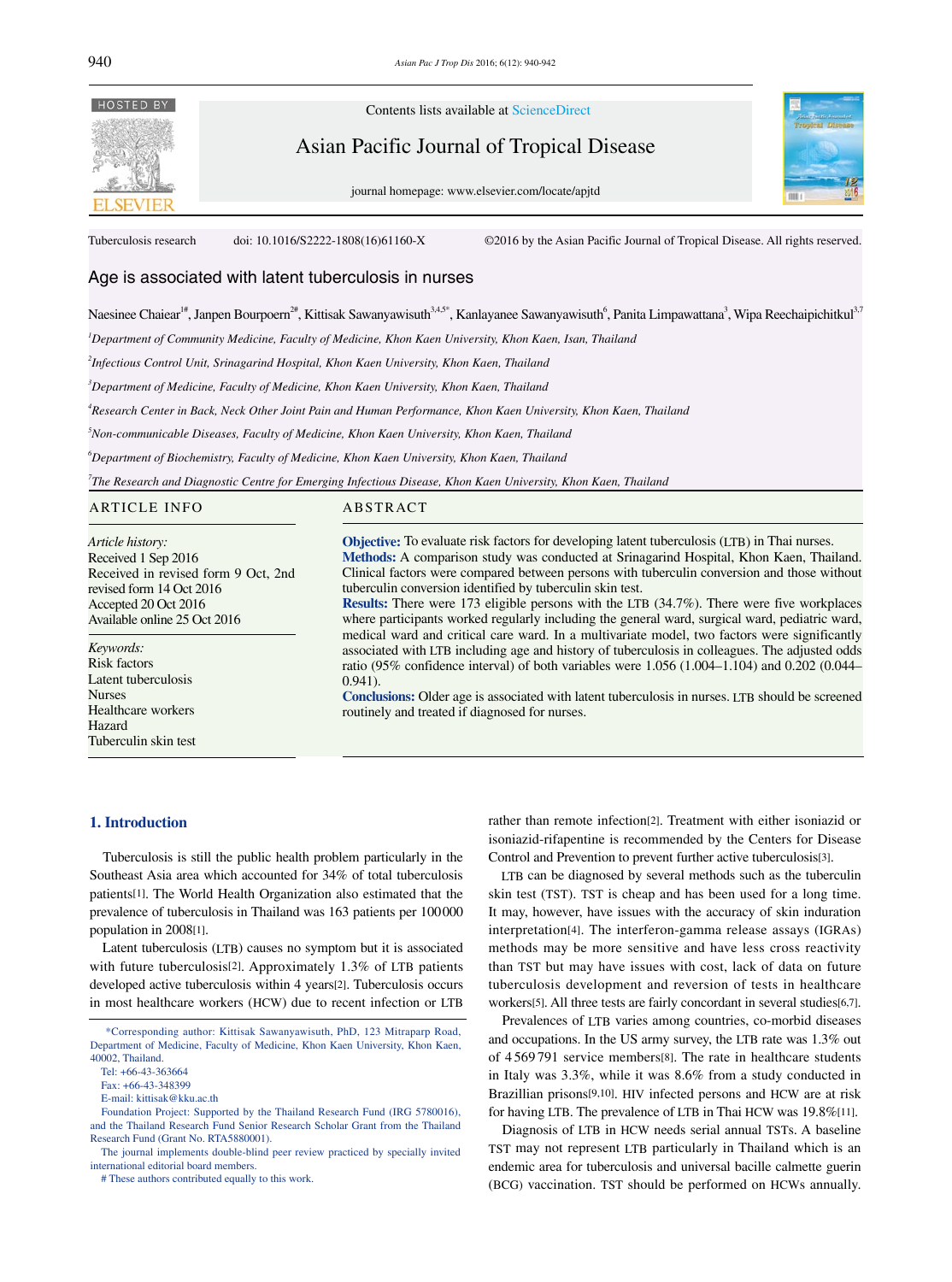Tuberculosis research    doi: 10.1016/S2222-1808(16)61160-X    ©2016 by the Asian Pacific Journal of Tropical Disease. All rights reserved.

# Age is associated with latent tuberculosis in nurses

Naesinee Chaiear[1#], Janpen Bourpoern[2#], Kittisak Sawanyawisuth[3,4,5*], Kanlayanee Sawanyawisuth[6], Panita Limpawattana[3], Wipa Reechaipichitkul[3,7]

[1]*Department of Community Medicine, Faculty of Medicine, Khon Kaen University, Khon Kaen, Isan, Thailand*

[2]*Infectious Control Unit, Srinagarind Hospital, Khon Kaen University, Khon Kaen, Thailand*

[3]*Department of Medicine, Faculty of Medicine, Khon Kaen University, Khon Kaen, Thailand*

[4]*Research Center in Back, Neck Other Joint Pain and Human Performance, Khon Kaen University, Khon Kaen, Thailand*

[5]*Non-communicable Diseases, Faculty of Medicine, Khon Kaen University, Khon Kaen, Thailand*

[6]*Department of Biochemistry, Faculty of Medicine, Khon Kaen University, Khon Kaen, Thailand*

[7]*The Research and Diagnostic Centre for Emerging Infectious Disease, Khon Kaen University, Khon Kaen, Thailand*

## ARTICLE INFO

*Article history:*
Received 1 Sep 2016
Received in revised form 9 Oct, 2nd revised form 14 Oct 2016
Accepted 20 Oct 2016
Available online 25 Oct 2016

*Keywords:*
Risk factors
Latent tuberculosis
Nurses
Healthcare workers
Hazard
Tuberculin skin test

## ABSTRACT

**Objective:** To evaluate risk factors for developing latent tuberculosis (LTB) in Thai nurses.

**Methods:** A comparison study was conducted at Srinagarind Hospital, Khon Kaen, Thailand. Clinical factors were compared between persons with tuberculin conversion and those without tuberculin conversion identified by tuberculin skin test.

**Results:** There were 173 eligible persons with the LTB (34.7%). There were five workplaces where participants worked regularly including the general ward, surgical ward, pediatric ward, medical ward and critical care ward. In a multivariate model, two factors were significantly associated with LTB including age and history of tuberculosis in colleagues. The adjusted odds ratio (95% confidence interval) of both variables were 1.056 (1.004–1.104) and 0.202 (0.044–0.941).

**Conclusions:** Older age is associated with latent tuberculosis in nurses. LTB should be screened routinely and treated if diagnosed for nurses.

## 1. Introduction

Tuberculosis is still the public health problem particularly in the Southeast Asia area which accounted for 34% of total tuberculosis patients[1]. The World Health Organization also estimated that the prevalence of tuberculosis in Thailand was 163 patients per 100000 population in 2008[1].

Latent tuberculosis (LTB) causes no symptom but it is associated with future tuberculosis[2]. Approximately 1.3% of LTB patients developed active tuberculosis within 4 years[2]. Tuberculosis occurs in most healthcare workers (HCW) due to recent infection or LTB rather than remote infection[2]. Treatment with either isoniazid or isoniazid-rifapentine is recommended by the Centers for Disease Control and Prevention to prevent further active tuberculosis[3].

LTB can be diagnosed by several methods such as the tuberculin skin test (TST). TST is cheap and has been used for a long time. It may, however, have issues with the accuracy of skin induration interpretation[4]. The interferon-gamma release assays (IGRAs) methods may be more sensitive and have less cross reactivity than TST but may have issues with cost, lack of data on future tuberculosis development and reversion of tests in healthcare workers[5]. All three tests are fairly concordant in several studies[6,7].

Prevalences of LTB varies among countries, co-morbid diseases and occupations. In the US army survey, the LTB rate was 1.3% out of 4569791 service members[8]. The rate in healthcare students in Italy was 3.3%, while it was 8.6% from a study conducted in Brazillian prisons[9,10]. HIV infected persons and HCW are at risk for having LTB. The prevalence of LTB in Thai HCW was 19.8%[11].

Diagnosis of LTB in HCW needs serial annual TSTs. A baseline TST may not represent LTB particularly in Thailand which is an endemic area for tuberculosis and universal bacille calmette guerin (BCG) vaccination. TST should be performed on HCWs annually.

*Corresponding author: Kittisak Sawanyawisuth, PhD, 123 Mitraparp Road, Department of Medicine, Faculty of Medicine, Khon Kaen University, Khon Kaen, 40002, Thailand.
Tel: +66-43-363664
Fax: +66-43-348399
E-mail: kittisak@kku.ac.th

Foundation Project: Supported by the Thailand Research Fund (IRG 5780016), and the Thailand Research Fund Senior Research Scholar Grant from the Thailand Research Fund (Grant No. RTA5880001).

The journal implements double-blind peer review practiced by specially invited international editorial board members.

# These authors contributed equally to this work.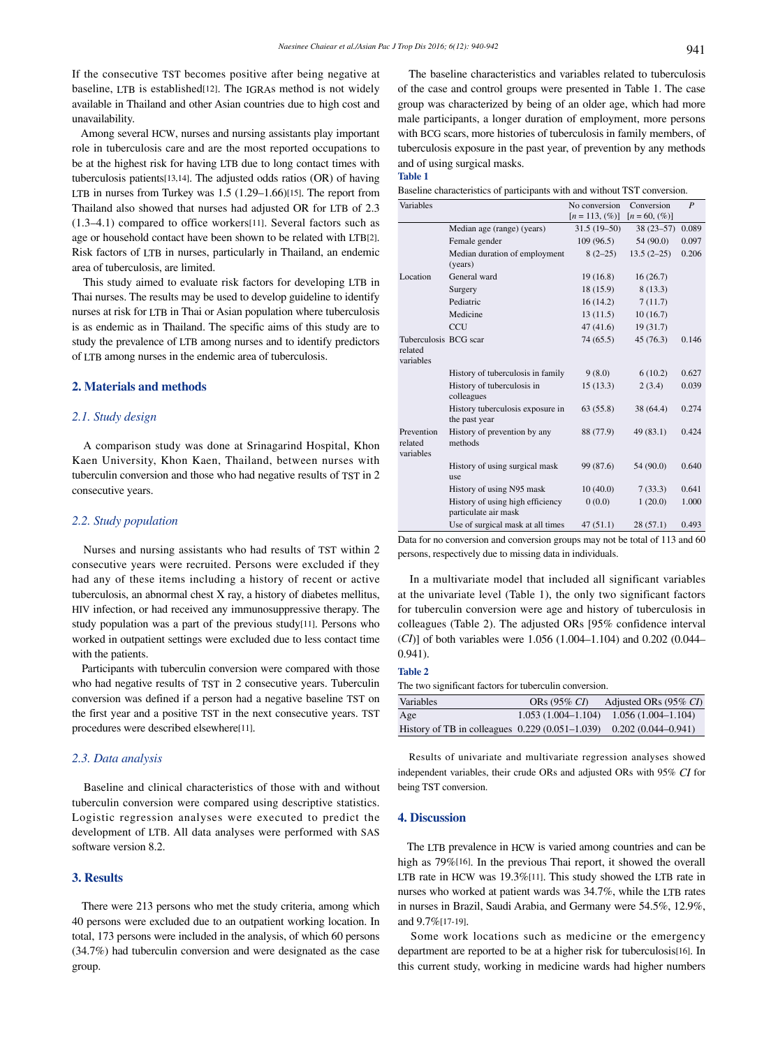If the consecutive TST becomes positive after being negative at baseline, LTB is established[12]. The IGRAs method is not widely available in Thailand and other Asian countries due to high cost and unavailability.

Among several HCW, nurses and nursing assistants play important role in tuberculosis care and are the most reported occupations to be at the highest risk for having LTB due to long contact times with tuberculosis patients[13,14]. The adjusted odds ratios (OR) of having LTB in nurses from Turkey was 1.5 (1.29–1.66)[15]. The report from Thailand also showed that nurses had adjusted OR for LTB of 2.3 (1.3–4.1) compared to office workers[11]. Several factors such as age or household contact have been shown to be related with LTB[2]. Risk factors of LTB in nurses, particularly in Thailand, an endemic area of tuberculosis, are limited.

This study aimed to evaluate risk factors for developing LTB in Thai nurses. The results may be used to develop guideline to identify nurses at risk for LTB in Thai or Asian population where tuberculosis is as endemic as in Thailand. The specific aims of this study are to study the prevalence of LTB among nurses and to identify predictors of LTB among nurses in the endemic area of tuberculosis.

## 2. Materials and methods

### *2.1. Study design*

A comparison study was done at Srinagarind Hospital, Khon Kaen University, Khon Kaen, Thailand, between nurses with tuberculin conversion and those who had negative results of TST in 2 consecutive years.

### *2.2. Study population*

Nurses and nursing assistants who had results of TST within 2 consecutive years were recruited. Persons were excluded if they had any of these items including a history of recent or active tuberculosis, an abnormal chest X ray, a history of diabetes mellitus, HIV infection, or had received any immunosuppressive therapy. The study population was a part of the previous study[11]. Persons who worked in outpatient settings were excluded due to less contact time with the patients.

Participants with tuberculin conversion were compared with those who had negative results of TST in 2 consecutive years. Tuberculin conversion was defined if a person had a negative baseline TST on the first year and a positive TST in the next consecutive years. TST procedures were described elsewhere[11].

### *2.3. Data analysis*

Baseline and clinical characteristics of those with and without tuberculin conversion were compared using descriptive statistics. Logistic regression analyses were executed to predict the development of LTB. All data analyses were performed with SAS software version 8.2.

## 3. Results

There were 213 persons who met the study criteria, among which 40 persons were excluded due to an outpatient working location. In total, 173 persons were included in the analysis, of which 60 persons (34.7%) had tuberculin conversion and were designated as the case group.

The baseline characteristics and variables related to tuberculosis of the case and control groups were presented in Table 1. The case group was characterized by being of an older age, which had more male participants, a longer duration of employment, more persons with BCG scars, more histories of tuberculosis in family members, of tuberculosis exposure in the past year, of prevention by any methods and of using surgical masks.

**Table 1**

Baseline characteristics of participants with and without TST conversion.

| Variables | | No conversion [n = 113, (%)] | Conversion [n = 60, (%)] | P |
|---|---|---|---|---|
| | Median age (range) (years) | 31.5 (19–50) | 38 (23–57) | 0.089 |
| | Female gender | 109 (96.5) | 54 (90.0) | 0.097 |
| | Median duration of employment (years) | 8 (2–25) | 13.5 (2–25) | 0.206 |
| Location | General ward | 19 (16.8) | 16 (26.7) | |
| | Surgery | 18 (15.9) | 8 (13.3) | |
| | Pediatric | 16 (14.2) | 7 (11.7) | |
| | Medicine | 13 (11.5) | 10 (16.7) | |
| | CCU | 47 (41.6) | 19 (31.7) | |
| Tuberculosis related variables | BCG scar | 74 (65.5) | 45 (76.3) | 0.146 |
| | History of tuberculosis in family | 9 (8.0) | 6 (10.2) | 0.627 |
| | History of tuberculosis in colleagues | 15 (13.3) | 2 (3.4) | 0.039 |
| | History tuberculosis exposure in the past year | 63 (55.8) | 38 (64.4) | 0.274 |
| Prevention related variables | History of prevention by any methods | 88 (77.9) | 49 (83.1) | 0.424 |
| | History of using surgical mask use | 99 (87.6) | 54 (90.0) | 0.640 |
| | History of using N95 mask | 10 (40.0) | 7 (33.3) | 0.641 |
| | History of using high efficiency particulate air mask | 0 (0.0) | 1 (20.0) | 1.000 |
| | Use of surgical mask at all times | 47 (51.1) | 28 (57.1) | 0.493 |

Data for no conversion and conversion groups may not be total of 113 and 60 persons, respectively due to missing data in individuals.

In a multivariate model that included all significant variables at the univariate level (Table 1), the only two significant factors for tuberculin conversion were age and history of tuberculosis in colleagues (Table 2). The adjusted ORs [95% confidence interval (*CI*)] of both variables were 1.056 (1.004–1.104) and 0.202 (0.044–0.941).

**Table 2**

The two significant factors for tuberculin conversion.

| Variables | ORs (95% *CI*) | Adjusted ORs (95% *CI*) |
|---|---|---|
| Age | 1.053 (1.004–1.104) | 1.056 (1.004–1.104) |
| History of TB in colleagues | 0.229 (0.051–1.039) | 0.202 (0.044–0.941) |

Results of univariate and multivariate regression analyses showed independent variables, their crude ORs and adjusted ORs with 95% *CI* for being TST conversion.

## 4. Discussion

The LTB prevalence in HCW is varied among countries and can be high as 79%[16]. In the previous Thai report, it showed the overall LTB rate in HCW was 19.3%[11]. This study showed the LTB rate in nurses who worked at patient wards was 34.7%, while the LTB rates in nurses in Brazil, Saudi Arabia, and Germany were 54.5%, 12.9%, and 9.7%[17-19].

Some work locations such as medicine or the emergency department are reported to be at a higher risk for tuberculosis[16]. In this current study, working in medicine wards had higher numbers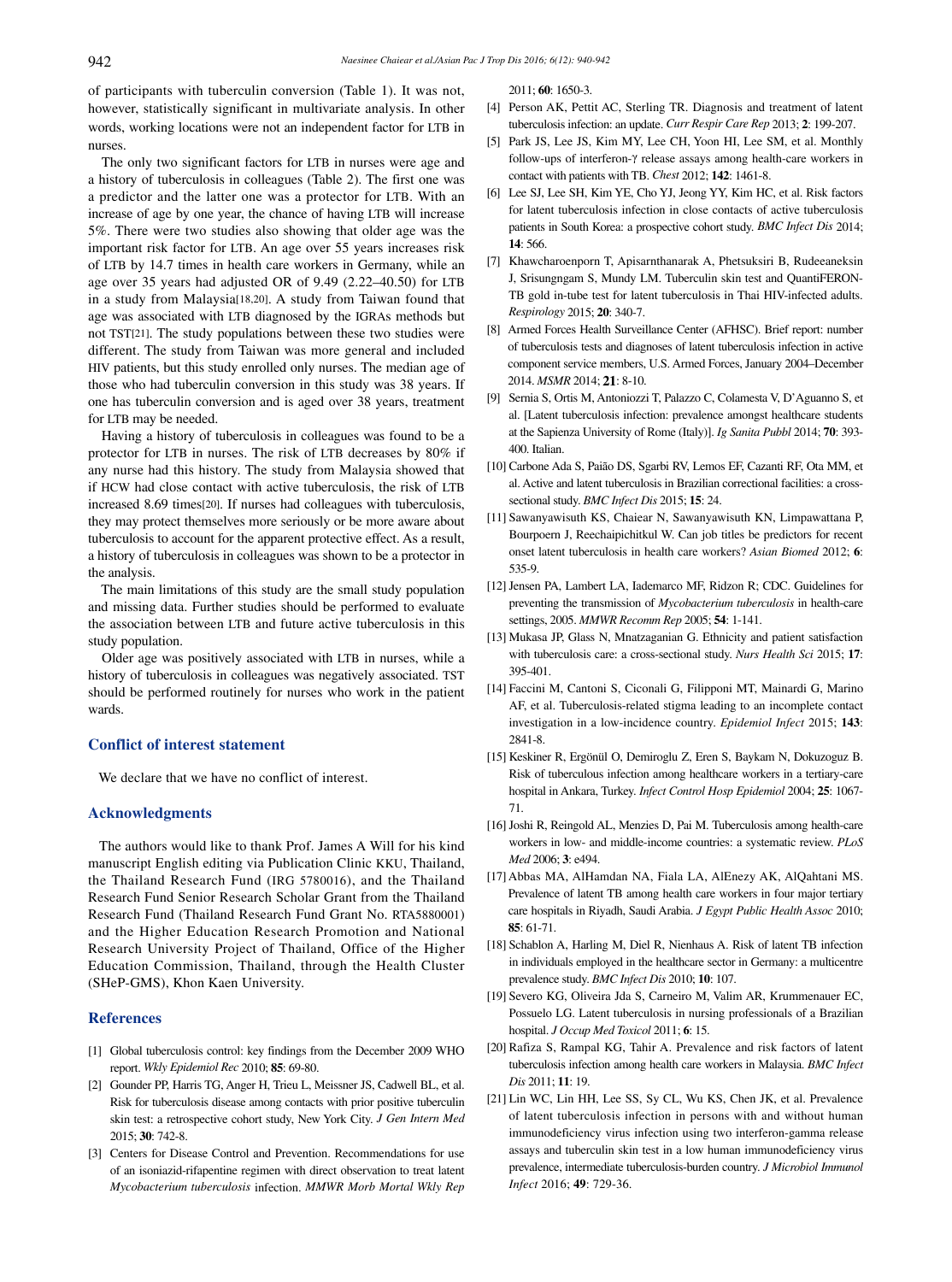of participants with tuberculin conversion (Table 1). It was not, however, statistically significant in multivariate analysis. In other words, working locations were not an independent factor for LTB in nurses.

The only two significant factors for LTB in nurses were age and a history of tuberculosis in colleagues (Table 2). The first one was a predictor and the latter one was a protector for LTB. With an increase of age by one year, the chance of having LTB will increase 5%. There were two studies also showing that older age was the important risk factor for LTB. An age over 55 years increases risk of LTB by 14.7 times in health care workers in Germany, while an age over 35 years had adjusted OR of 9.49 (2.22–40.50) for LTB in a study from Malaysia[18,20]. A study from Taiwan found that age was associated with LTB diagnosed by the IGRAs methods but not TST[21]. The study populations between these two studies were different. The study from Taiwan was more general and included HIV patients, but this study enrolled only nurses. The median age of those who had tuberculin conversion in this study was 38 years. If one has tuberculin conversion and is aged over 38 years, treatment for LTB may be needed.

Having a history of tuberculosis in colleagues was found to be a protector for LTB in nurses. The risk of LTB decreases by 80% if any nurse had this history. The study from Malaysia showed that if HCW had close contact with active tuberculosis, the risk of LTB increased 8.69 times[20]. If nurses had colleagues with tuberculosis, they may protect themselves more seriously or be more aware about tuberculosis to account for the apparent protective effect. As a result, a history of tuberculosis in colleagues was shown to be a protector in the analysis.

The main limitations of this study are the small study population and missing data. Further studies should be performed to evaluate the association between LTB and future active tuberculosis in this study population.

Older age was positively associated with LTB in nurses, while a history of tuberculosis in colleagues was negatively associated. TST should be performed routinely for nurses who work in the patient wards.

## Conflict of interest statement

We declare that we have no conflict of interest.

## Acknowledgments

The authors would like to thank Prof. James A Will for his kind manuscript English editing via Publication Clinic KKU, Thailand, the Thailand Research Fund (IRG 5780016), and the Thailand Research Fund Senior Research Scholar Grant from the Thailand Research Fund (Thailand Research Fund Grant No. RTA5880001) and the Higher Education Research Promotion and National Research University Project of Thailand, Office of the Higher Education Commission, Thailand, through the Health Cluster (SHeP-GMS), Khon Kaen University.

## References

[1] Global tuberculosis control: key findings from the December 2009 WHO report. *Wkly Epidemiol Rec* 2010; **85**: 69-80.

[2] Gounder PP, Harris TG, Anger H, Trieu L, Meissner JS, Cadwell BL, et al. Risk for tuberculosis disease among contacts with prior positive tuberculin skin test: a retrospective cohort study, New York City. *J Gen Intern Med* 2015; **30**: 742-8.

[3] Centers for Disease Control and Prevention. Recommendations for use of an isoniazid-rifapentine regimen with direct observation to treat latent *Mycobacterium tuberculosis* infection. *MMWR Morb Mortal Wkly Rep* 2011; **60**: 1650-3.

[4] Person AK, Pettit AC, Sterling TR. Diagnosis and treatment of latent tuberculosis infection: an update. *Curr Respir Care Rep* 2013; **2**: 199-207.

[5] Park JS, Lee JS, Kim MY, Lee CH, Yoon HI, Lee SM, et al. Monthly follow-ups of interferon-γ release assays among health-care workers in contact with patients with TB. *Chest* 2012; **142**: 1461-8.

[6] Lee SJ, Lee SH, Kim YE, Cho YJ, Jeong YY, Kim HC, et al. Risk factors for latent tuberculosis infection in close contacts of active tuberculosis patients in South Korea: a prospective cohort study. *BMC Infect Dis* 2014; **14**: 566.

[7] Khawcharoenporn T, Apisarnthanarak A, Phetsuksiri B, Rudeeaneksin J, Srisungngam S, Mundy LM. Tuberculin skin test and QuantiFERON-TB gold in-tube test for latent tuberculosis in Thai HIV-infected adults. *Respirology* 2015; **20**: 340-7.

[8] Armed Forces Health Surveillance Center (AFHSC). Brief report: number of tuberculosis tests and diagnoses of latent tuberculosis infection in active component service members, U.S. Armed Forces, January 2004–December 2014. *MSMR* 2014; **21**: 8-10.

[9] Sernia S, Ortis M, Antoniozzi T, Palazzo C, Colamesta V, D'Aguanno S, et al. [Latent tuberculosis infection: prevalence amongst healthcare students at the Sapienza University of Rome (Italy)]. *Ig Sanita Pubbl* 2014; **70**: 393-400. Italian.

[10] Carbone Ada S, Paião DS, Sgarbi RV, Lemos EF, Cazanti RF, Ota MM, et al. Active and latent tuberculosis in Brazilian correctional facilities: a cross-sectional study. *BMC Infect Dis* 2015; **15**: 24.

[11] Sawanyawisuth KS, Chaiear N, Sawanyawisuth KN, Limpawattana P, Bourpoern J, Reechaipichitkul W. Can job titles be predictors for recent onset latent tuberculosis in health care workers? *Asian Biomed* 2012; **6**: 535-9.

[12] Jensen PA, Lambert LA, Iademarco MF, Ridzon R; CDC. Guidelines for preventing the transmission of *Mycobacterium tuberculosis* in health-care settings, 2005. *MMWR Recomm Rep* 2005; **54**: 1-141.

[13] Mukasa JP, Glass N, Mnatzaganian G. Ethnicity and patient satisfaction with tuberculosis care: a cross-sectional study. *Nurs Health Sci* 2015; **17**: 395-401.

[14] Faccini M, Cantoni S, Ciconali G, Filipponi MT, Mainardi G, Marino AF, et al. Tuberculosis-related stigma leading to an incomplete contact investigation in a low-incidence country. *Epidemiol Infect* 2015; **143**: 2841-8.

[15] Keskiner R, Ergönül O, Demiroglu Z, Eren S, Baykam N, Dokuzoguz B. Risk of tuberculous infection among healthcare workers in a tertiary-care hospital in Ankara, Turkey. *Infect Control Hosp Epidemiol* 2004; **25**: 1067-71.

[16] Joshi R, Reingold AL, Menzies D, Pai M. Tuberculosis among health-care workers in low- and middle-income countries: a systematic review. *PLoS Med* 2006; **3**: e494.

[17] Abbas MA, AlHamdan NA, Fiala LA, AlEnezy AK, AlQahtani MS. Prevalence of latent TB among health care workers in four major tertiary care hospitals in Riyadh, Saudi Arabia. *J Egypt Public Health Assoc* 2010; **85**: 61-71.

[18] Schablon A, Harling M, Diel R, Nienhaus A. Risk of latent TB infection in individuals employed in the healthcare sector in Germany: a multicentre prevalence study. *BMC Infect Dis* 2010; **10**: 107.

[19] Severo KG, Oliveira Jda S, Carneiro M, Valim AR, Krummenauer EC, Possuelo LG. Latent tuberculosis in nursing professionals of a Brazilian hospital. *J Occup Med Toxicol* 2011; **6**: 15.

[20] Rafiza S, Rampal KG, Tahir A. Prevalence and risk factors of latent tuberculosis infection among health care workers in Malaysia. *BMC Infect Dis* 2011; **11**: 19.

[21] Lin WC, Lin HH, Lee SS, Sy CL, Wu KS, Chen JK, et al. Prevalence of latent tuberculosis infection in persons with and without human immunodeficiency virus infection using two interferon-gamma release assays and tuberculin skin test in a low human immunodeficiency virus prevalence, intermediate tuberculosis-burden country. *J Microbiol Immunol Infect* 2016; **49**: 729-36.